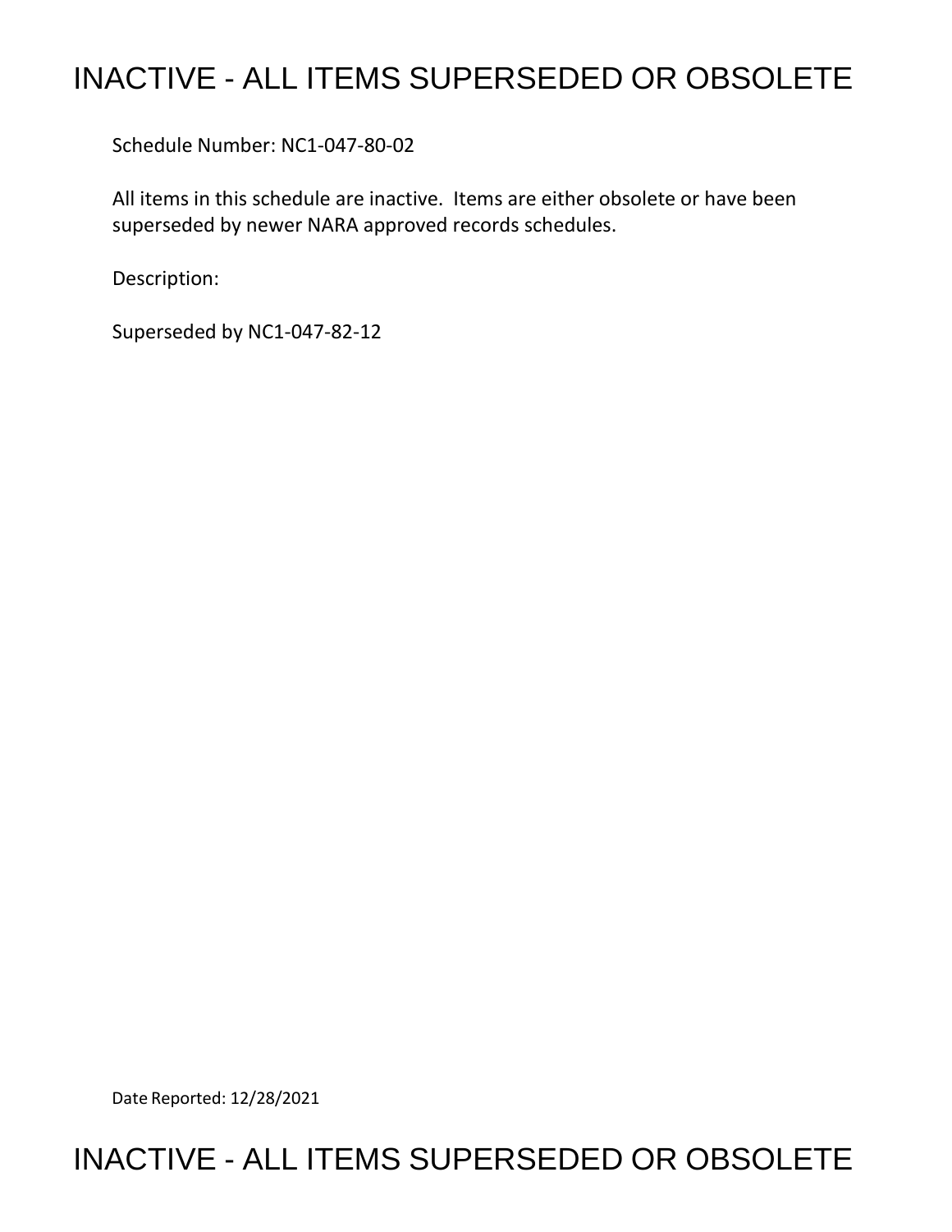# INACTIVE - ALL ITEMS SUPERSEDED OR OBSOLETE

Schedule Number: NC1-047-80-02

All items in this schedule are inactive. Items are either obsolete or have been superseded by newer NARA approved records schedules.

Description:

Superseded by NC1-047-82-12

Date Reported: 12/28/2021

# INACTIVE - ALL ITEMS SUPERSEDED OR OBSOLETE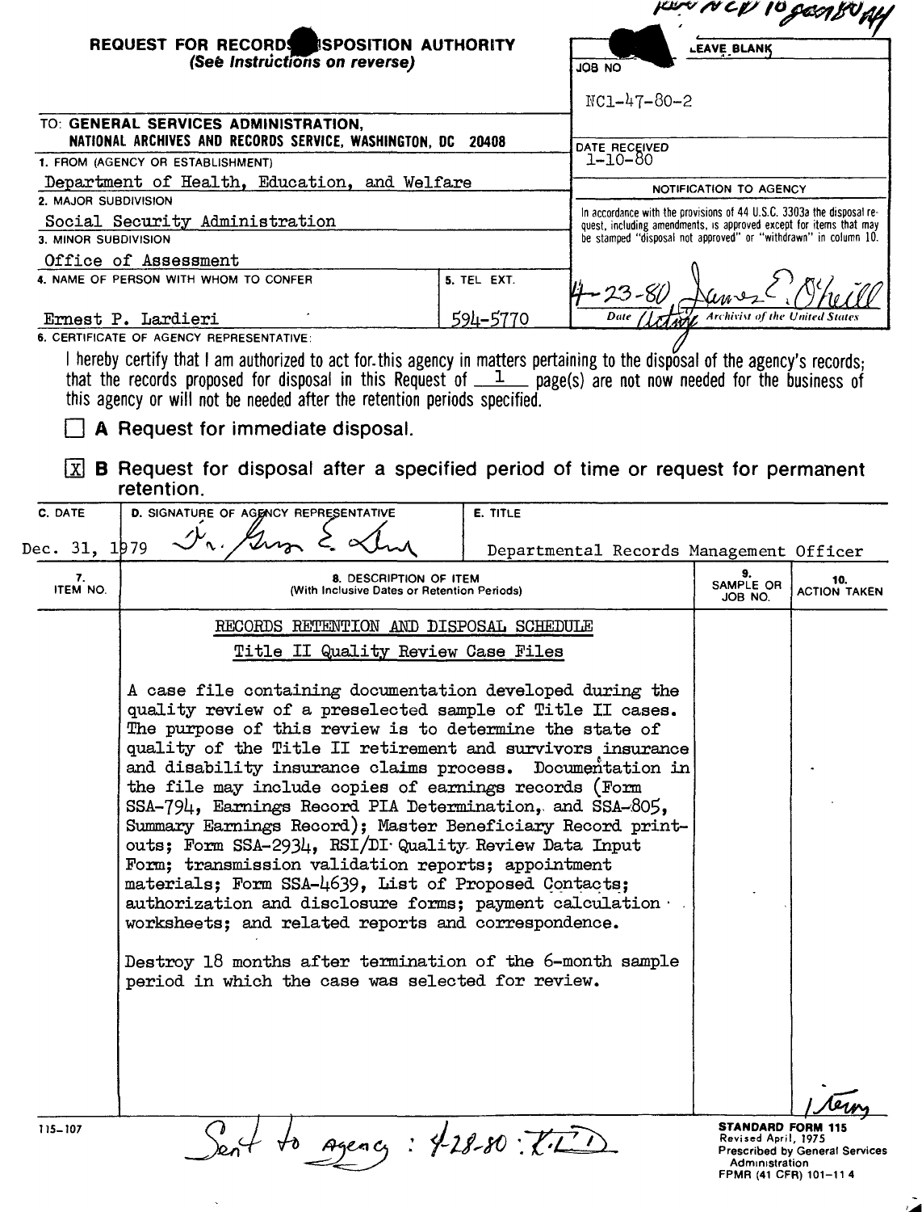NCP 10 gen 80

**REQUEST FOR RECORDS DISPOSITION AUTHORITY**
*(See Instructions on reverse)*

LEAVE BLANK

JOB NO: NC1-47-80-2

DATE RECEIVED: 1-10-80

NOTIFICATION TO AGENCY

In accordance with the provisions of 44 U.S.C. 3303a the disposal request, including amendments, is approved except for items that may be stamped "disposal not approved" or "withdrawn" in column 10.

4-23-80 James E. O'Neill — Date, Acting Archivist of the United States

TO: **GENERAL SERVICES ADMINISTRATION, NATIONAL ARCHIVES AND RECORDS SERVICE, WASHINGTON, DC 20408**

1. FROM (AGENCY OR ESTABLISHMENT): Department of Health, Education, and Welfare
2. MAJOR SUBDIVISION: Social Security Administration
3. MINOR SUBDIVISION: Office of Assessment
4. NAME OF PERSON WITH WHOM TO CONFER: Ernest P. Lardieri
5. TEL. EXT.: 594-5770

6. CERTIFICATE OF AGENCY REPRESENTATIVE:

I hereby certify that I am authorized to act for this agency in matters pertaining to the disposal of the agency's records; that the records proposed for disposal in this Request of 1 page(s) are not now needed for the business of this agency or will not be needed after the retention periods specified.

☐ **A** Request for immediate disposal.

☒ **B** Request for disposal after a specified period of time or request for permanent retention.

| C. DATE | D. SIGNATURE OF AGENCY REPRESENTATIVE | E. TITLE |
|---|---|---|
| Dec. 31, 1979 | (signature) | Departmental Records Management Officer |

| 7. ITEM NO. | 8. DESCRIPTION OF ITEM (With Inclusive Dates or Retention Periods) | 9. SAMPLE OR JOB NO. | 10. ACTION TAKEN |
|---|---|---|---|
| | RECORDS RETENTION AND DISPOSAL SCHEDULE<br><br>Title II Quality Review Case Files<br><br>A case file containing documentation developed during the quality review of a preselected sample of Title II cases. The purpose of this review is to determine the state of quality of the Title II retirement and survivors insurance and disability insurance claims process. Documentation in the file may include copies of earnings records (Form SSA-794, Earnings Record PIA Determination, and SSA-805, Summary Earnings Record); Master Beneficiary Record printouts; Form SSA-2934, RSI/DI Quality Review Data Input Form; transmission validation reports; appointment materials; Form SSA-4639, List of Proposed Contacts; authorization and disclosure forms; payment calculation worksheets; and related reports and correspondence.<br><br>Destroy 18 months after termination of the 6-month sample period in which the case was selected for review. | | |

115-107

Sent to agency: 4-28-80 : K.L.D.

**STANDARD FORM 115**
Revised April, 1975
Prescribed by General Services Administration
FPMR (41 CFR) 101-11.4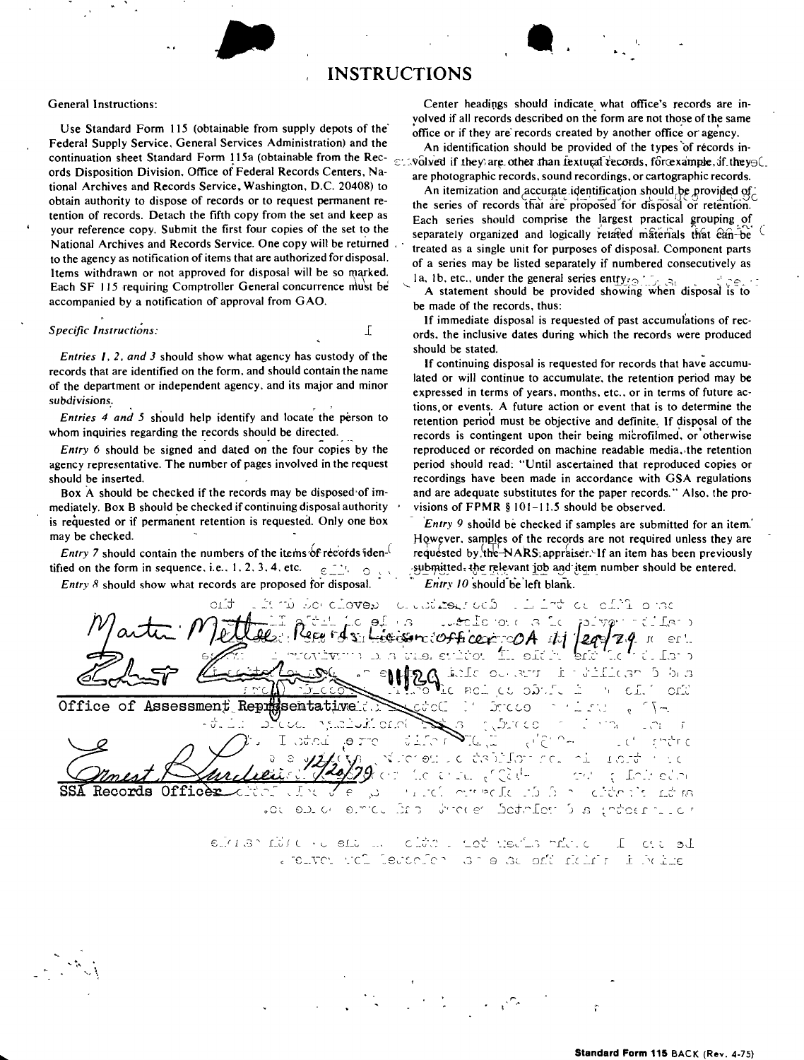# INSTRUCTIONS

General Instructions:

Use Standard Form 115 (obtainable from supply depots of the Federal Supply Service, General Services Administration) and the continuation sheet Standard Form 115a (obtainable from the Records Disposition Division, Office of Federal Records Centers, National Archives and Records Service, Washington, D.C. 20408) to obtain authority to dispose of records or to request permanent retention of records. Detach the fifth copy from the set and keep as your reference copy. Submit the first four copies of the set to the National Archives and Records Service. One copy will be returned to the agency as notification of items that are authorized for disposal. Items withdrawn or not approved for disposal will be so marked. Each SF 115 requiring Comptroller General concurrence must be accompanied by a notification of approval from GAO.

*Specific Instructions:*

*Entries 1, 2, and 3* should show what agency has custody of the records that are identified on the form, and should contain the name of the department or independent agency, and its major and minor subdivisions.

*Entries 4 and 5* should help identify and locate the person to whom inquiries regarding the records should be directed.

*Entry 6* should be signed and dated on the four copies by the agency representative. The number of pages involved in the request should be inserted.

Box A should be checked if the records may be disposed of immediately. Box B should be checked if continuing disposal authority is requested or if permanent retention is requested. Only one box may be checked.

*Entry 7* should contain the numbers of the items of records identified on the form in sequence, i.e., 1, 2, 3, 4, etc.

*Entry 8* should show what records are proposed for disposal.

Center headings should indicate what office's records are involved if all records described on the form are not those of the same office or if they are records created by another office or agency.

An identification should be provided of the types of records involved if they are other than textual records, for example, if they are photographic records, sound recordings, or cartographic records.

An itemization and accurate identification should be provided of the series of records that are proposed for disposal or retention. Each series should comprise the largest practical grouping of separately organized and logically related materials that can be treated as a single unit for purposes of disposal. Component parts of a series may be listed separately if numbered consecutively as 1a, 1b, etc., under the general series entry.

A statement should be provided showing when disposal is to be made of the records, thus:

If immediate disposal is requested of past accumulations of records, the inclusive dates during which the records were produced should be stated.

If continuing disposal is requested for records that have accumulated or will continue to accumulate, the retention period may be expressed in terms of years, months, etc., or in terms of future actions or events. A future action or event that is to determine the retention period must be objective and definite. If disposal of the records is contingent upon their being microfilmed, or otherwise reproduced or recorded on machine readable media, the retention period should read: "Until ascertained that reproduced copies or recordings have been made in accordance with GSA regulations and are adequate substitutes for the paper records." Also, the provisions of FPMR § 101-11.5 should be observed.

*Entry 9* should be checked if samples are submitted for an item. However, samples of the records are not required unless they are requested by the NARS appraiser. If an item has been previously submitted, the relevant job and item number should be entered.

*Entry 10* should be left blank.

Martin Mettler Records Liaison Officer OA 11/20/79

Robert [signature] 11/29

Office of Assessment Representative

Ernest [signature] 12/20/79

SSA Records Officer